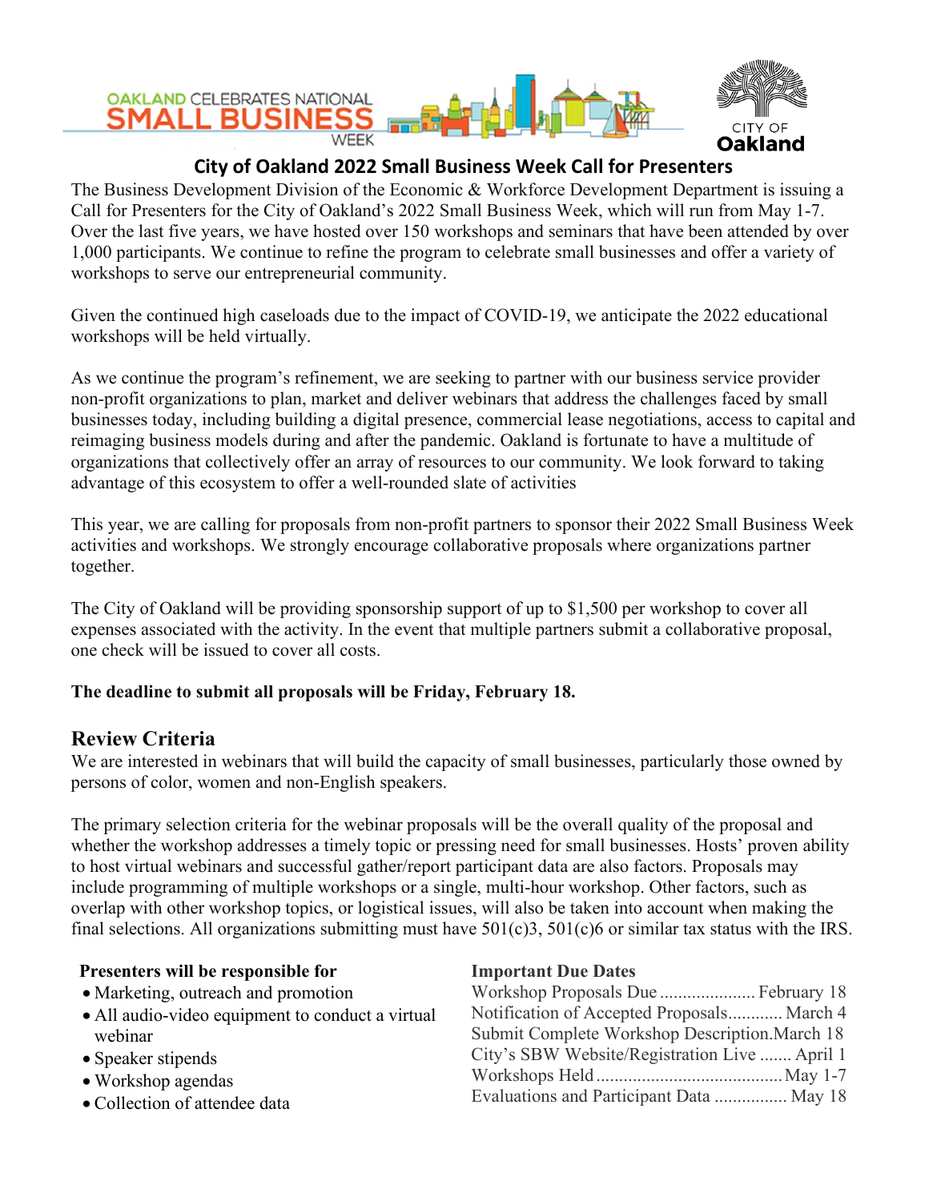OAKLAND CELEBRATES NATIONAL SMALL BUSINESS WEEK

CITY OF Oakland

# City of Oakland 2022 Small Business Week Call for Presenters

The Business Development Division of the Economic & Workforce Development Department is issuing a Call for Presenters for the City of Oakland's 2022 Small Business Week, which will run from May 1-7. Over the last five years, we have hosted over 150 workshops and seminars that have been attended by over 1,000 participants. We continue to refine the program to celebrate small businesses and offer a variety of workshops to serve our entrepreneurial community.

Given the continued high caseloads due to the impact of COVID-19, we anticipate the 2022 educational workshops will be held virtually.

As we continue the program's refinement, we are seeking to partner with our business service provider non-profit organizations to plan, market and deliver webinars that address the challenges faced by small businesses today, including building a digital presence, commercial lease negotiations, access to capital and reimaging business models during and after the pandemic. Oakland is fortunate to have a multitude of organizations that collectively offer an array of resources to our community. We look forward to taking advantage of this ecosystem to offer a well-rounded slate of activities

This year, we are calling for proposals from non-profit partners to sponsor their 2022 Small Business Week activities and workshops. We strongly encourage collaborative proposals where organizations partner together.

The City of Oakland will be providing sponsorship support of up to $1,500 per workshop to cover all expenses associated with the activity. In the event that multiple partners submit a collaborative proposal, one check will be issued to cover all costs.

**The deadline to submit all proposals will be Friday, February 18.**

## Review Criteria

We are interested in webinars that will build the capacity of small businesses, particularly those owned by persons of color, women and non-English speakers.

The primary selection criteria for the webinar proposals will be the overall quality of the proposal and whether the workshop addresses a timely topic or pressing need for small businesses. Hosts' proven ability to host virtual webinars and successful gather/report participant data are also factors. Proposals may include programming of multiple workshops or a single, multi-hour workshop. Other factors, such as overlap with other workshop topics, or logistical issues, will also be taken into account when making the final selections. All organizations submitting must have 501(c)3, 501(c)6 or similar tax status with the IRS.

**Presenters will be responsible for**

- Marketing, outreach and promotion
- All audio-video equipment to conduct a virtual webinar
- Speaker stipends
- Workshop agendas
- Collection of attendee data

**Important Due Dates**

| Item | Date |
|---|---|
| Workshop Proposals Due | February 18 |
| Notification of Accepted Proposals | March 4 |
| Submit Complete Workshop Description | March 18 |
| City's SBW Website/Registration Live | April 1 |
| Workshops Held | May 1-7 |
| Evaluations and Participant Data | May 18 |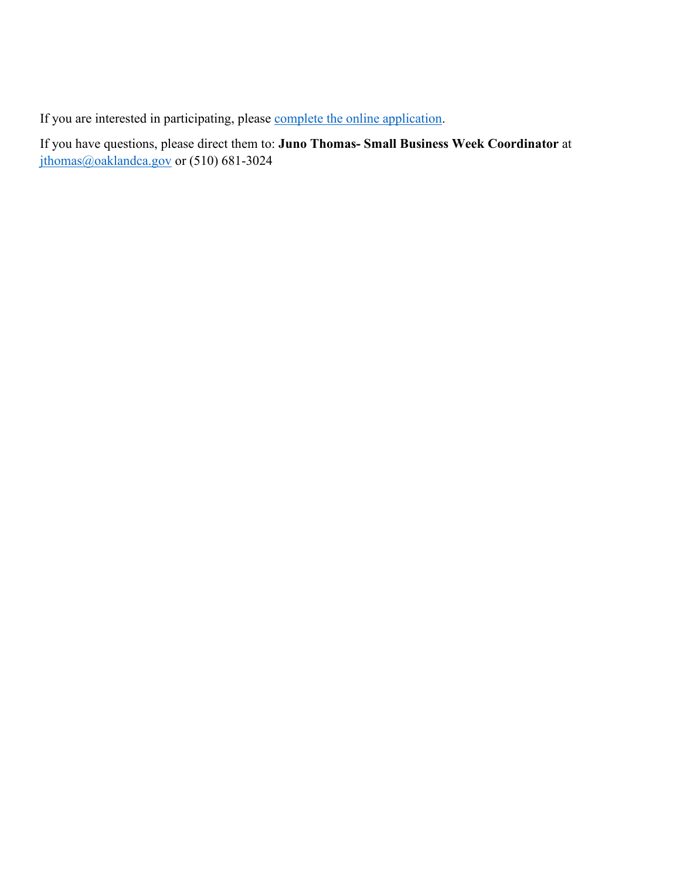If you are interested in participating, please complete the online application.

If you have questions, please direct them to: **Juno Thomas- Small Business Week Coordinator** at jthomas@oaklandca.gov or (510) 681-3024